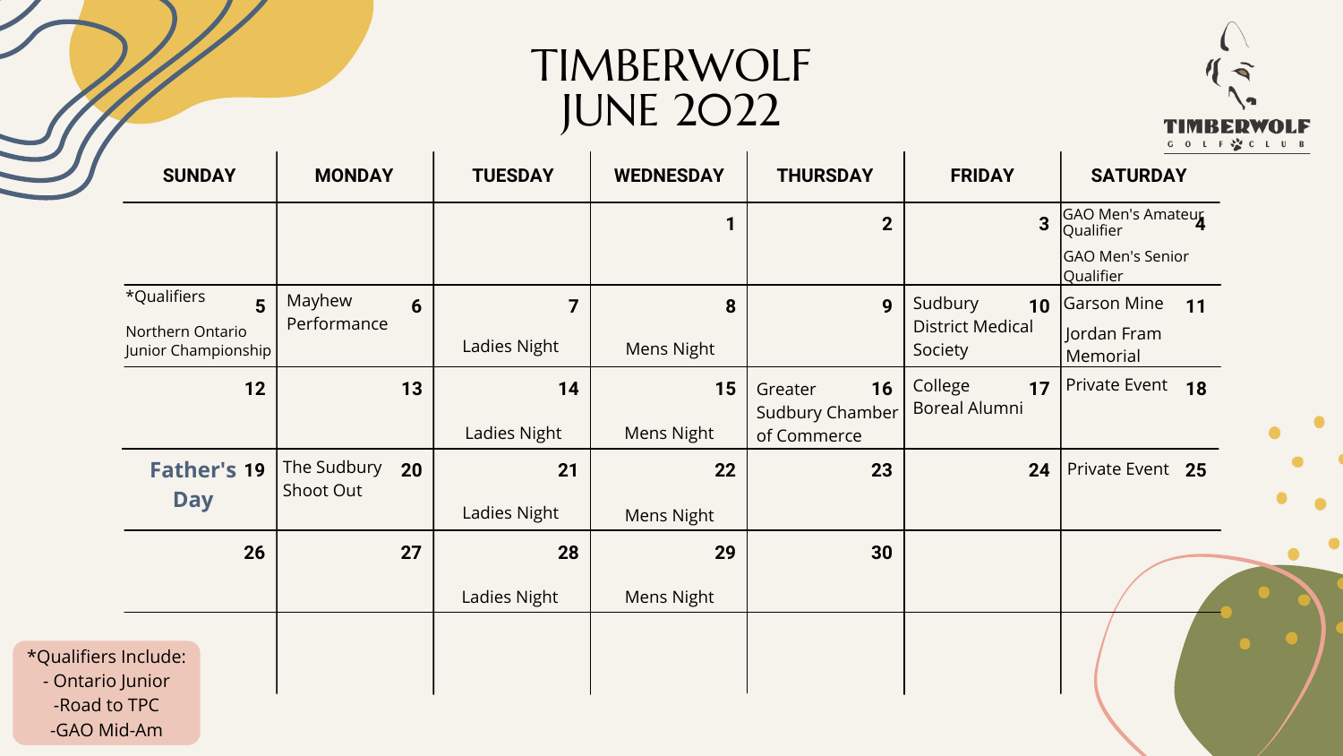# TIMBERWOLF JUNE 2022

| SUNDAY | MONDAY | TUESDAY | WEDNESDAY | THURSDAY | FRIDAY | SATURDAY |
|---|---|---|---|---|---|---|
| | | | 1 | 2 | 3 | 4 GAO Men's Amateur Qualifier<br>GAO Men's Senior Qualifier |
| 5 *Qualifiers<br>Northern Ontario Junior Championship | 6 Mayhew Performance | 7 Ladies Night | 8 Mens Night | 9 | 10 Sudbury District Medical Society | 11 Garson Mine<br>Jordan Fram Memorial |
| 12 | 13 | 14 Ladies Night | 15 Mens Night | 16 Greater Sudbury Chamber of Commerce | 17 College Boreal Alumni | 18 Private Event |
| 19 **Father's Day** | 20 The Sudbury Shoot Out | 21 Ladies Night | 22 Mens Night | 23 | 24 | 25 Private Event |
| 26 | 27 | 28 Ladies Night | 29 Mens Night | 30 | | |
| | | | | | | |

*Qualifiers Include:
- Ontario Junior
- Road to TPC
- GAO Mid-Am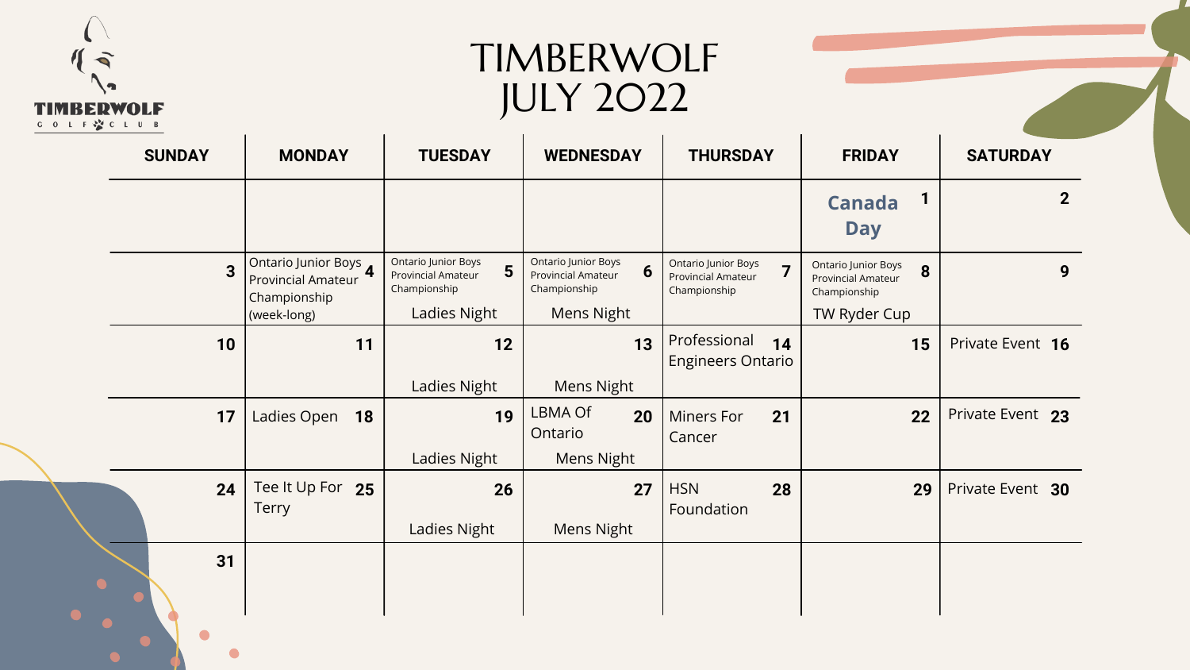# TIMBERWOLF JULY 2022

| SUNDAY | MONDAY | TUESDAY | WEDNESDAY | THURSDAY | FRIDAY | SATURDAY |
|---|---|---|---|---|---|---|
| | | | | | 1 Canada Day | 2 |
| 3 | 4 Ontario Junior Boys Provincial Amateur Championship (week-long) | 5 Ontario Junior Boys Provincial Amateur Championship<br>Ladies Night | 6 Ontario Junior Boys Provincial Amateur Championship<br>Mens Night | 7 Ontario Junior Boys Provincial Amateur Championship | 8 Ontario Junior Boys Provincial Amateur Championship<br>TW Ryder Cup | 9 |
| 10 | 11 | 12<br>Ladies Night | 13<br>Mens Night | 14 Professional Engineers Ontario | 15 | 16 Private Event |
| 17 | 18 Ladies Open | 19<br>Ladies Night | 20 LBMA Of Ontario<br>Mens Night | 21 Miners For Cancer | 22 | 23 Private Event |
| 24 | 25 Tee It Up For Terry | 26<br>Ladies Night | 27<br>Mens Night | 28 HSN Foundation | 29 | 30 Private Event |
| 31 | | | | | | |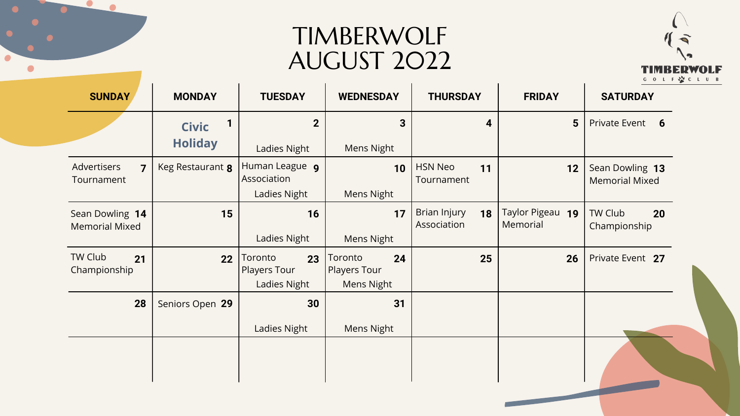# TIMBERWOLF AUGUST 2022

| SUNDAY | MONDAY | TUESDAY | WEDNESDAY | THURSDAY | FRIDAY | SATURDAY |
|---|---|---|---|---|---|---|
| | 1 **Civic Holiday** | 2 Ladies Night | 3 Mens Night | 4 | 5 | 6 Private Event |
| 7 Advertisers Tournament | 8 Keg Restaurant | 9 Human League Association Ladies Night | 10 Mens Night | 11 HSN Neo Tournament | 12 | 13 Sean Dowling Memorial Mixed |
| 14 Sean Dowling Memorial Mixed | 15 | 16 Ladies Night | 17 Mens Night | 18 Brian Injury Association | 19 Taylor Pigeau Memorial | 20 TW Club Championship |
| 21 TW Club Championship | 22 | 23 Toronto Players Tour Ladies Night | 24 Toronto Players Tour Mens Night | 25 | 26 | 27 Private Event |
| 28 | 29 Seniors Open | 30 Ladies Night | 31 Mens Night | | | |
| | | | | | | |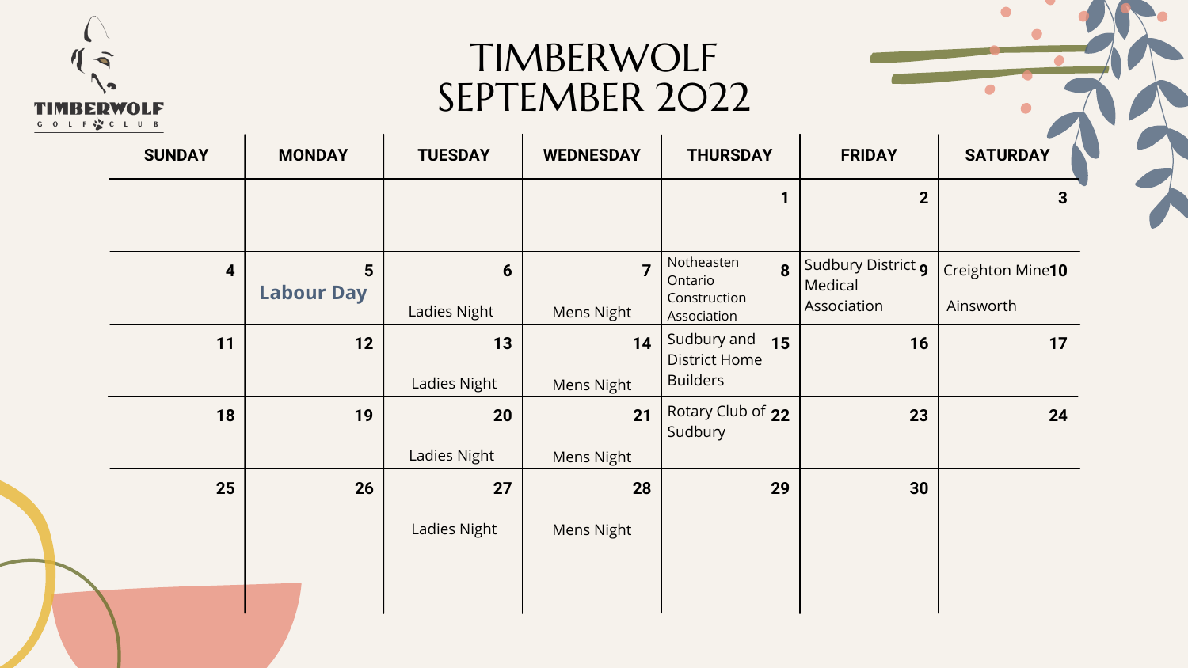TIMBERWOLF
GOLF CLUB

# TIMBERWOLF SEPTEMBER 2022

| SUNDAY | MONDAY | TUESDAY | WEDNESDAY | THURSDAY | FRIDAY | SATURDAY |
|---|---|---|---|---|---|---|
| | | | | 1 | 2 | 3 |
| 4 | 5 Labour Day | 6 Ladies Night | 7 Mens Night | 8 Notheasten Ontario Construction Association | 9 Sudbury District Medical Association | 10 Creighton Mine Ainsworth |
| 11 | 12 | 13 Ladies Night | 14 Mens Night | 15 Sudbury and District Home Builders | 16 | 17 |
| 18 | 19 | 20 Ladies Night | 21 Mens Night | 22 Rotary Club of Sudbury | 23 | 24 |
| 25 | 26 | 27 Ladies Night | 28 Mens Night | 29 | 30 | |
| | | | | | | |